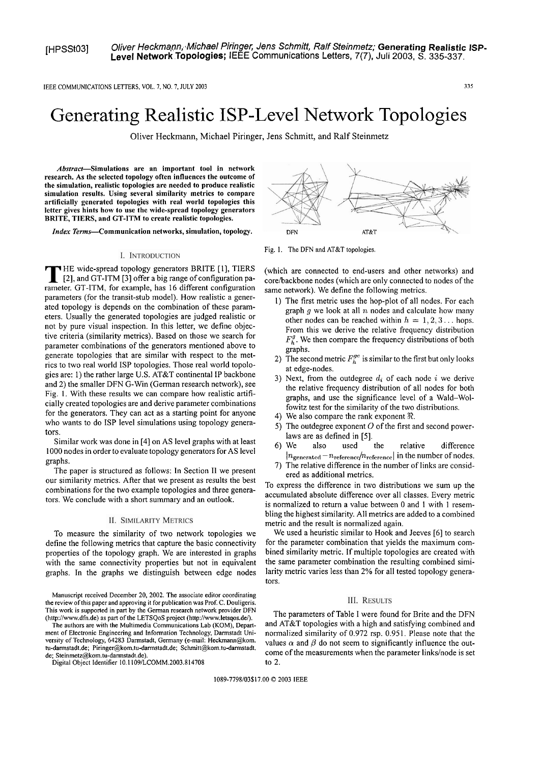[HPSSt03] Oliver Heckmann, Michael Piringer, Jens Schmitt, Ralf Steinmetz; **Generating Realistic ISP-Level Network Topologies**; IEEE Communications Letters, 7(7), Juli 2003, S. 335-337.

# Generating Realistic ISP-Level Network Topologies

Oliver Heckmann, Michael Piringer, Jens Schmitt, and Ralf Steinmetz

***Abstract*—Simulations are an important tool in network research. As the selected topology often influences the outcome of the simulation, realistic topologies are needed to produce realistic simulation results. Using several similarity metrics to compare artificially generated topologies with real world topologies this letter gives hints how to use the wide-spread topology generators BRITE, TIERS, and GT-ITM to create realistic topologies.**

***Index Terms*—Communication networks, simulation, topology.**

## I. Introduction

The wide-spread topology generators BRITE [1], TIERS [2], and GT-ITM [3] offer a big range of configuration parameter. GT-ITM, for example, has 16 different configuration parameters (for the transit-stub model). How realistic a generated topology is depends on the combination of these parameters. Usually the generated topologies are judged realistic or not by pure visual inspection. In this letter, we define objective criteria (similarity metrics). Based on those we search for parameter combinations of the generators mentioned above to generate topologies that are similar with respect to the metrics to two real world ISP topologies. Those real world topologies are: 1) the rather large U.S. AT&T continental IP backbone and 2) the smaller DFN G-Win (German research network), see Fig. 1. With these results we can compare how realistic artificially created topologies are and derive parameter combinations for the generators. They can act as a starting point for anyone who wants to do ISP level simulations using topology generators.

Similar work was done in [4] on AS level graphs with at least 1000 nodes in order to evaluate topology generators for AS level graphs.

The paper is structured as follows: In Section II we present our similarity metrics. After that we present as results the best combinations for the two example topologies and three generators. We conclude with a short summary and an outlook.

## II. Similarity Metrics

To measure the similarity of two network topologies we define the following metrics that capture the basic connectivity properties of the topology graph. We are interested in graphs with the same connectivity properties but not in equivalent graphs. In the graphs we distinguish between edge nodes (which are connected to end-users and other networks) and core/backbone nodes (which are only connected to nodes of the same network). We define the following metrics.

1) The first metric uses the hop-plot of all nodes. For each graph $g$ we look at all $n$ nodes and calculate how many other nodes can be reached within $h = 1, 2, 3 \ldots$ hops. From this we derive the relative frequency distribution $F_h^g$. We then compare the frequency distributions of both graphs.
2) The second metric $F_h^{ge}$ is similar to the first but only looks at edge-nodes.
3) Next, from the outdegree $d_i$ of each node $i$ we derive the relative frequency distribution of all nodes for both graphs, and use the significance level of a Wald–Wolfowitz test for the similarity of the two distributions.
4) We also compare the rank exponent $\Re$.
5) The outdegree exponent $O$ of the first and second power-laws are as defined in [5].
6) We also used the relative difference $|n_{\text{generated}} - n_{\text{reference}}/n_{\text{reference}}|$ in the number of nodes.
7) The relative difference in the number of links are considered as additional metrics.

To express the difference in two distributions we sum up the accumulated absolute difference over all classes. Every metric is normalized to return a value between 0 and 1 with 1 resembling the highest similarity. All metrics are added to a combined metric and the result is normalized again.

We used a heuristic similar to Hook and Jeeves [6] to search for the parameter combination that yields the maximum combined similarity metric. If multiple topologies are created with the same parameter combination the resulting combined similarity metric varies less than 2% for all tested topology generators.

Fig. 1. The DFN and AT&T topologies.

## III. Results

The parameters of Table I were found for Brite and the DFN and AT&T topologies with a high and satisfying combined and normalized similarity of 0.972 rsp. 0.951. Please note that the values $\alpha$ and $\beta$ do not seem to significantly influence the outcome of the measurements when the parameter links/node is set to 2.

Manuscript received December 20, 2002. The associate editor coordinating the review of this paper and approving it for publication was Prof. C. Douligeris. This work is supported in part by the German research network provider DFN (http://www.dfn.de) as part of the LETSQoS project (http://www.letsqos.de/).

The authors are with the Multimedia Communications Lab (KOM), Department of Electronic Engineering and Information Technology, Darmstadt University of Technology, 64283 Darmstadt, Germany (e-mail: Heckmann@kom.tu-darmstadt.de; Piringer@kom.tu-darmstadt.de; Schmitt@kom.tu-darmstadt.de; Steinmetz@kom.tu-darmstadt.de).

Digital Object Identifier 10.1109/LCOMM.2003.814708

1089-7798/03$17.00 © 2003 IEEE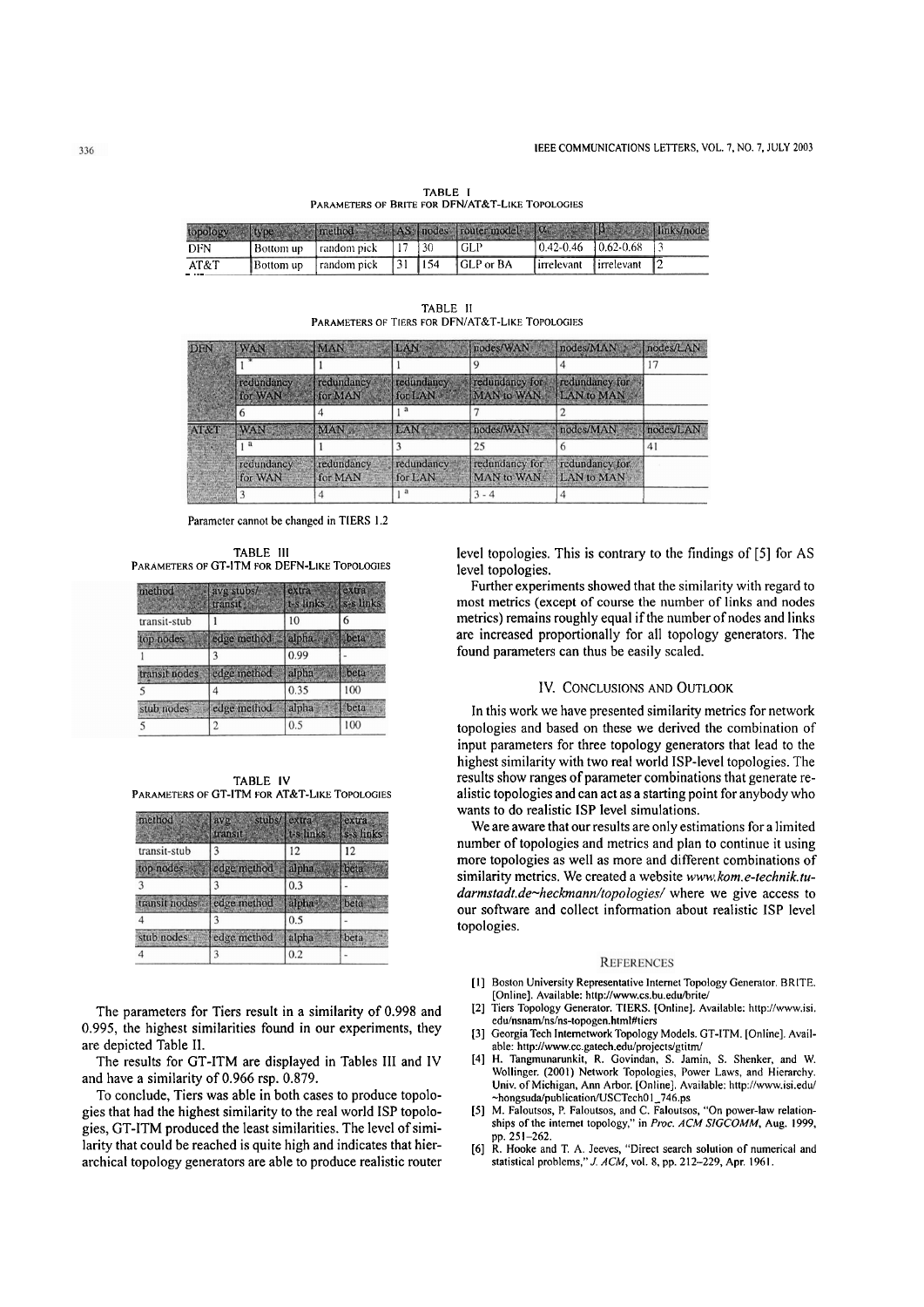TABLE I
PARAMETERS OF BRITE FOR DFN/AT&T-LIKE TOPOLOGIES

| topology | type | method | AS | nodes | router model | $\alpha$ | $\beta$ | links/node |
|---|---|---|---|---|---|---|---|---|
| DFN | Bottom up | random pick | 17 | 30 | GLP | 0.42-0.46 | 0.62-0.68 | 3 |
| AT&T | Bottom up | random pick | 31 | 154 | GLP or BA | irrelevant | irrelevant | 2 |

TABLE II
PARAMETERS OF TIERS FOR DFN/AT&T-LIKE TOPOLOGIES

| | | | | | | |
|---|---|---|---|---|---|---|
| DFN | WAN | MAN | LAN | nodes/WAN | nodes/MAN | nodes/LAN |
| | 1 [a] | 1 | 1 | 9 | 4 | 17 |
| | redundancy for WAN | redundancy for MAN | redundancy for LAN | redundancy for MAN to WAN | redundancy for LAN to MAN | |
| | 6 | 4 | 1 [a] | 7 | 2 | |
| AT&T | WAN | MAN | LAN | nodes/WAN | nodes/MAN | nodes/LAN |
| | 1 [a] | 1 | 3 | 25 | 6 | 41 |
| | redundancy for WAN | redundancy for MAN | redundancy for LAN | redundancy for MAN to WAN | redundancy for LAN to MAN | |
| | 3 | 4 | 1 [a] | 3 - 4 | 4 | |

Parameter cannot be changed in TIERS 1.2

TABLE III
PARAMETERS OF GT-ITM FOR DEFN-LIKE TOPOLOGIES

| method | avg stubs/ transit | extra t-s links | extra s-s links |
|---|---|---|---|
| transit-stub | 1 | 10 | 6 |
| top nodes | edge method | alpha | beta |
| 1 | 3 | 0.99 | - |
| transit nodes | edge method | alpha | beta |
| 5 | 4 | 0.35 | 100 |
| stub nodes | edge method | alpha | beta |
| 5 | 2 | 0.5 | 100 |

TABLE IV
PARAMETERS OF GT-ITM FOR AT&T-LIKE TOPOLOGIES

| method | avg stubs/ transit | extra t-s links | extra s-s links |
|---|---|---|---|
| transit-stub | 3 | 12 | 12 |
| top nodes | edge method | alpha | beta |
| 3 | 3 | 0.3 | - |
| transit nodes | edge method | alpha | beta |
| 4 | 3 | 0.5 | - |
| stub nodes | edge method | alpha | beta |
| 4 | 3 | 0.2 | - |

The parameters for Tiers result in a similarity of 0.998 and 0.995, the highest similarities found in our experiments, they are depicted Table II.

The results for GT-ITM are displayed in Tables III and IV and have a similarity of 0.966 rsp. 0.879.

To conclude, Tiers was able in both cases to produce topologies that had the highest similarity to the real world ISP topologies, GT-ITM produced the least similarities. The level of similarity that could be reached is quite high and indicates that hierarchical topology generators are able to produce realistic router level topologies. This is contrary to the findings of [5] for AS level topologies.

Further experiments showed that the similarity with regard to most metrics (except of course the number of links and nodes metrics) remains roughly equal if the number of nodes and links are increased proportionally for all topology generators. The found parameters can thus be easily scaled.

## IV. Conclusions and Outlook

In this work we have presented similarity metrics for network topologies and based on these we derived the combination of input parameters for three topology generators that lead to the highest similarity with two real world ISP-level topologies. The results show ranges of parameter combinations that generate realistic topologies and can act as a starting point for anybody who wants to do realistic ISP level simulations.

We are aware that our results are only estimations for a limited number of topologies and metrics and plan to continue it using more topologies as well as more and different combinations of similarity metrics. We created a website *www.kom.e-technik.tu-darmstadt.de~heckmann/topologies/* where we give access to our software and collect information about realistic ISP level topologies.

## References

[1] Boston University Representative Internet Topology Generator. BRITE. [Online]. Available: http://www.cs.bu.edu/brite/

[2] Tiers Topology Generator. TIERS. [Online]. Available: http://www.isi.edu/nsnam/ns/ns-topogen.html#tiers

[3] Georgia Tech Internetwork Topology Models. GT-ITM. [Online]. Available: http://www.cc.gatech.edu/projects/gtitm/

[4] H. Tangmunarunkit, R. Govindan, S. Jamin, S. Shenker, and W. Wollinger. (2001) Network Topologies, Power Laws, and Hierarchy. Univ. of Michigan, Ann Arbor. [Online]. Available: http://www.isi.edu/~hongsuda/publication/USCTech01_746.ps

[5] M. Faloutsos, P. Faloutsos, and C. Faloutsos, "On power-law relationships of the internet topology," in *Proc. ACM SIGCOMM*, Aug. 1999, pp. 251–262.

[6] R. Hooke and T. A. Jeeves, "Direct search solution of numerical and statistical problems," *J. ACM*, vol. 8, pp. 212–229, Apr. 1961.